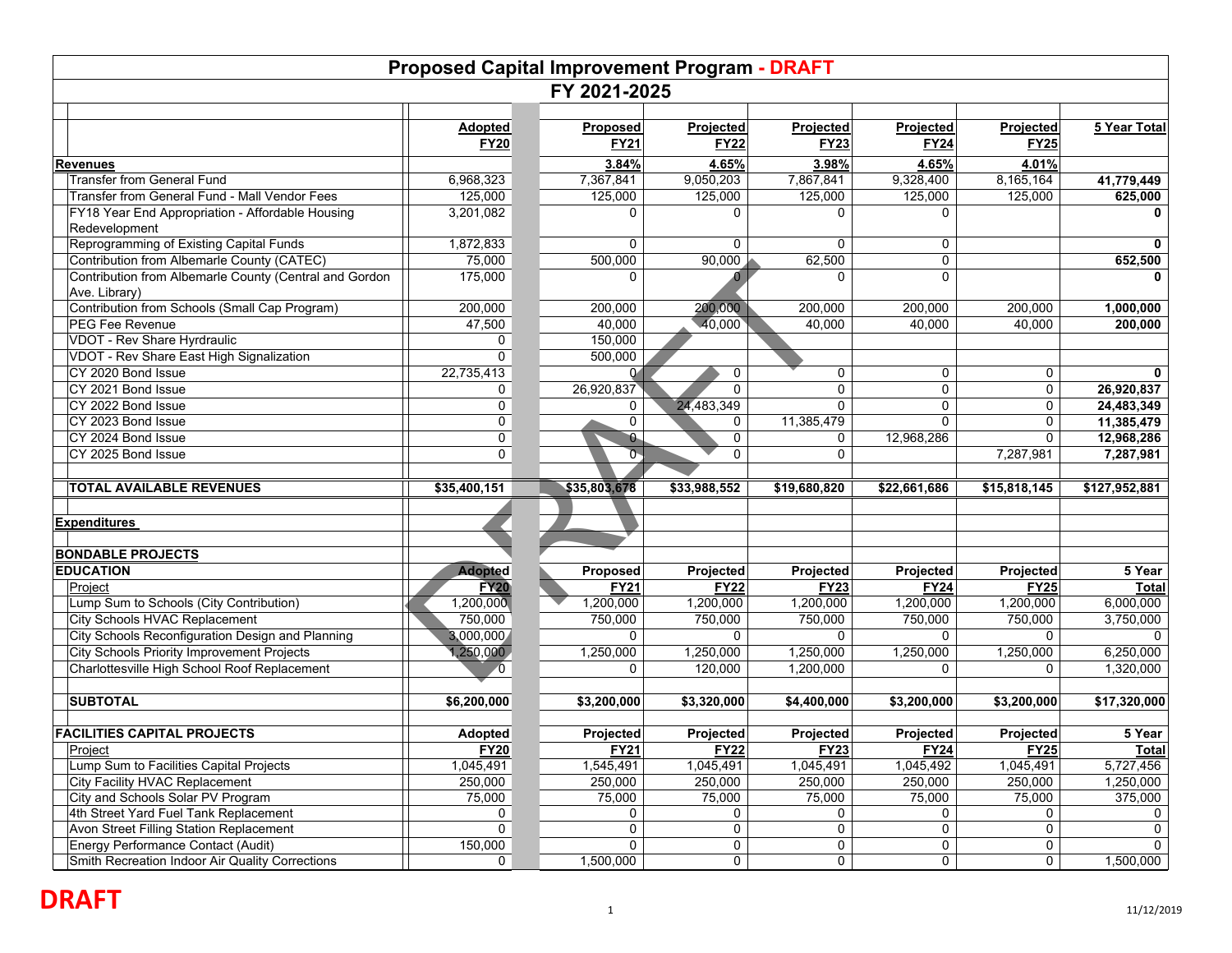# Proposed Capital Improvement Program - DRAFT

## FY 2021-2025

| | Adopted FY20 | Proposed FY21 | Projected FY22 | Projected FY23 | Projected FY24 | Projected FY25 | 5 Year Total |
|---|---|---|---|---|---|---|---|
| **Revenues** | | 3.84% | 4.65% | 3.98% | 4.65% | 4.01% | |
| Transfer from General Fund | 6,968,323 | 7,367,841 | 9,050,203 | 7,867,841 | 9,328,400 | 8,165,164 | **41,779,449** |
| Transfer from General Fund - Mall Vendor Fees | 125,000 | 125,000 | 125,000 | 125,000 | 125,000 | 125,000 | **625,000** |
| FY18 Year End Appropriation - Affordable Housing Redevelopment | 3,201,082 | 0 | 0 | 0 | 0 | | **0** |
| Reprogramming of Existing Capital Funds | 1,872,833 | 0 | 0 | 0 | 0 | | **0** |
| Contribution from Albemarle County (CATEC) | 75,000 | 500,000 | 90,000 | 62,500 | 0 | | **652,500** |
| Contribution from Albemarle County (Central and Gordon Ave. Library) | 175,000 | 0 | 0 | 0 | 0 | | **0** |
| Contribution from Schools (Small Cap Program) | 200,000 | 200,000 | 200,000 | 200,000 | 200,000 | 200,000 | **1,000,000** |
| PEG Fee Revenue | 47,500 | 40,000 | 40,000 | 40,000 | 40,000 | 40,000 | **200,000** |
| VDOT - Rev Share Hyrdraulic | 0 | 150,000 | | | | | |
| VDOT - Rev Share East High Signalization | 0 | 500,000 | | | | | |
| CY 2020 Bond Issue | 22,735,413 | 0 | 0 | 0 | 0 | 0 | **0** |
| CY 2021 Bond Issue | 0 | 26,920,837 | 0 | 0 | 0 | 0 | **26,920,837** |
| CY 2022 Bond Issue | 0 | 0 | 24,483,349 | 0 | 0 | 0 | **24,483,349** |
| CY 2023 Bond Issue | 0 | 0 | 0 | 11,385,479 | 0 | 0 | **11,385,479** |
| CY 2024 Bond Issue | 0 | 0 | 0 | 0 | 12,968,286 | 0 | **12,968,286** |
| CY 2025 Bond Issue | 0 | 0 | 0 | 0 | | 7,287,981 | **7,287,981** |
| | | | | | | | |
| **TOTAL AVAILABLE REVENUES** | **$35,400,151** | **$35,803,678** | **$33,988,552** | **$19,680,820** | **$22,661,686** | **$15,818,145** | **$127,952,881** |
| | | | | | | | |
| **Expenditures** | | | | | | | |
| | | | | | | | |
| **BONDABLE PROJECTS** | | | | | | | |
| **EDUCATION** | **Adopted** | **Proposed** | **Projected** | **Projected** | **Projected** | **Projected** | **5 Year** |
| Project | **FY20** | **FY21** | **FY22** | **FY23** | **FY24** | **FY25** | **Total** |
| Lump Sum to Schools (City Contribution) | 1,200,000 | 1,200,000 | 1,200,000 | 1,200,000 | 1,200,000 | 1,200,000 | 6,000,000 |
| City Schools HVAC Replacement | 750,000 | 750,000 | 750,000 | 750,000 | 750,000 | 750,000 | 3,750,000 |
| City Schools Reconfiguration Design and Planning | 3,000,000 | 0 | 0 | 0 | 0 | 0 | 0 |
| City Schools Priority Improvement Projects | 1,250,000 | 1,250,000 | 1,250,000 | 1,250,000 | 1,250,000 | 1,250,000 | 6,250,000 |
| Charlottesville High School Roof Replacement | 0 | 0 | 120,000 | 1,200,000 | 0 | 0 | 1,320,000 |
| | | | | | | | |
| **SUBTOTAL** | **$6,200,000** | **$3,200,000** | **$3,320,000** | **$4,400,000** | **$3,200,000** | **$3,200,000** | **$17,320,000** |
| | | | | | | | |
| **FACILITIES CAPITAL PROJECTS** | **Adopted** | **Projected** | **Projected** | **Projected** | **Projected** | **Projected** | **5 Year** |
| Project | **FY20** | **FY21** | **FY22** | **FY23** | **FY24** | **FY25** | **Total** |
| Lump Sum to Facilities Capital Projects | 1,045,491 | 1,545,491 | 1,045,491 | 1,045,491 | 1,045,492 | 1,045,491 | 5,727,456 |
| City Facility HVAC Replacement | 250,000 | 250,000 | 250,000 | 250,000 | 250,000 | 250,000 | 1,250,000 |
| City and Schools Solar PV Program | 75,000 | 75,000 | 75,000 | 75,000 | 75,000 | 75,000 | 375,000 |
| 4th Street Yard Fuel Tank Replacement | 0 | 0 | 0 | 0 | 0 | 0 | 0 |
| Avon Street Filling Station Replacement | 0 | 0 | 0 | 0 | 0 | 0 | 0 |
| Energy Performance Contact (Audit) | 150,000 | 0 | 0 | 0 | 0 | 0 | 0 |
| Smith Recreation Indoor Air Quality Corrections | 0 | 1,500,000 | 0 | 0 | 0 | 0 | 1,500,000 |

**DRAFT**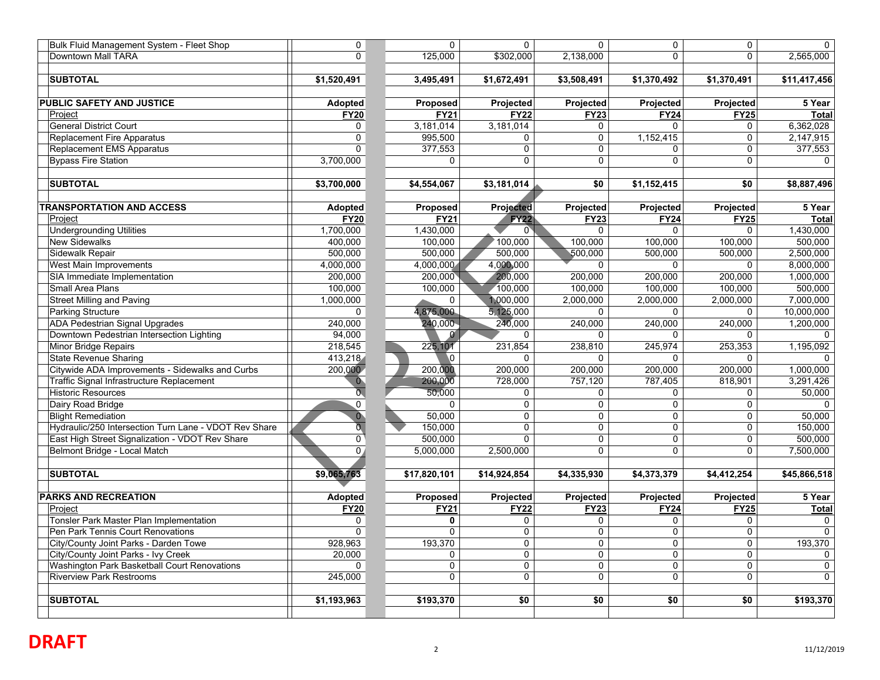| | | | | | | | |
|---|---|---|---|---|---|---|---|
| Bulk Fluid Management System - Fleet Shop | 0 | 0 | 0 | 0 | 0 | 0 | 0 |
| Downtown Mall TARA | 0 | 125,000 | $302,000 | 2,138,000 | 0 | 0 | 2,565,000 |
| | | | | | | | |
| **SUBTOTAL** | **$1,520,491** | **3,495,491** | **$1,672,491** | **$3,508,491** | **$1,370,492** | **$1,370,491** | **$11,417,456** |

| **PUBLIC SAFETY AND JUSTICE** | **Adopted** | **Proposed** | **Projected** | **Projected** | **Projected** | **Projected** | **5 Year** |
|---|---|---|---|---|---|---|---|
| Project | **FY20** | **FY21** | **FY22** | **FY23** | **FY24** | **FY25** | **Total** |
| General District Court | 0 | 3,181,014 | 3,181,014 | 0 | 0 | 0 | 6,362,028 |
| Replacement Fire Apparatus | 0 | 995,500 | 0 | 0 | 1,152,415 | 0 | 2,147,915 |
| Replacement EMS Apparatus | 0 | 377,553 | 0 | 0 | 0 | 0 | 377,553 |
| Bypass Fire Station | 3,700,000 | 0 | 0 | 0 | 0 | 0 | 0 |
| | | | | | | | |
| **SUBTOTAL** | **$3,700,000** | **$4,554,067** | **$3,181,014** | **$0** | **$1,152,415** | **$0** | **$8,887,496** |

| **TRANSPORTATION AND ACCESS** | **Adopted** | **Proposed** | **Projected** | **Projected** | **Projected** | **Projected** | **5 Year** |
|---|---|---|---|---|---|---|---|
| Project | **FY20** | **FY21** | **FY22** | **FY23** | **FY24** | **FY25** | **Total** |
| Undergrounding Utilities | 1,700,000 | 1,430,000 | 0 | 0 | 0 | 0 | 1,430,000 |
| New Sidewalks | 400,000 | 100,000 | 100,000 | 100,000 | 100,000 | 100,000 | 500,000 |
| Sidewalk Repair | 500,000 | 500,000 | 500,000 | 500,000 | 500,000 | 500,000 | 2,500,000 |
| West Main Improvements | 4,000,000 | 4,000,000 | 4,000,000 | 0 | 0 | 0 | 8,000,000 |
| SIA Immediate Implementation | 200,000 | 200,000 | 200,000 | 200,000 | 200,000 | 200,000 | 1,000,000 |
| Small Area Plans | 100,000 | 100,000 | 100,000 | 100,000 | 100,000 | 100,000 | 500,000 |
| Street Milling and Paving | 1,000,000 | 0 | 1,000,000 | 2,000,000 | 2,000,000 | 2,000,000 | 7,000,000 |
| Parking Structure | 0 | 4,875,000 | 5,125,000 | 0 | 0 | 0 | 10,000,000 |
| ADA Pedestrian Signal Upgrades | 240,000 | 240,000 | 240,000 | 240,000 | 240,000 | 240,000 | 1,200,000 |
| Downtown Pedestrian Intersection Lighting | 94,000 | 0 | 0 | 0 | 0 | 0 | 0 |
| Minor Bridge Repairs | 218,545 | 225,101 | 231,854 | 238,810 | 245,974 | 253,353 | 1,195,092 |
| State Revenue Sharing | 413,218 | 0 | 0 | 0 | 0 | 0 | 0 |
| Citywide ADA Improvements - Sidewalks and Curbs | 200,000 | 200,000 | 200,000 | 200,000 | 200,000 | 200,000 | 1,000,000 |
| Traffic Signal Infrastructure Replacement | 0 | 200,000 | 728,000 | 757,120 | 787,405 | 818,901 | 3,291,426 |
| Historic Resources | 0 | 50,000 | 0 | 0 | 0 | 0 | 50,000 |
| Dairy Road Bridge | 0 | 0 | 0 | 0 | 0 | 0 | 0 |
| Blight Remediation | 0 | 50,000 | 0 | 0 | 0 | 0 | 50,000 |
| Hydraulic/250 Intersection Turn Lane - VDOT Rev Share | 0 | 150,000 | 0 | 0 | 0 | 0 | 150,000 |
| East High Street Signalization - VDOT Rev Share | 0 | 500,000 | 0 | 0 | 0 | 0 | 500,000 |
| Belmont Bridge - Local Match | 0 | 5,000,000 | 2,500,000 | 0 | 0 | 0 | 7,500,000 |
| | | | | | | | |
| **SUBTOTAL** | **$9,065,763** | **$17,820,101** | **$14,924,854** | **$4,335,930** | **$4,373,379** | **$4,412,254** | **$45,866,518** |

| **PARKS AND RECREATION** | **Adopted** | **Proposed** | **Projected** | **Projected** | **Projected** | **Projected** | **5 Year** |
|---|---|---|---|---|---|---|---|
| Project | **FY20** | **FY21** | **FY22** | **FY23** | **FY24** | **FY25** | **Total** |
| Tonsler Park Master Plan Implementation | 0 | **0** | 0 | 0 | 0 | 0 | 0 |
| Pen Park Tennis Court Renovations | 0 | 0 | 0 | 0 | 0 | 0 | 0 |
| City/County Joint Parks - Darden Towe | 928,963 | 193,370 | 0 | 0 | 0 | 0 | 193,370 |
| City/County Joint Parks - Ivy Creek | 20,000 | 0 | 0 | 0 | 0 | 0 | 0 |
| Washington Park Basketball Court Renovations | 0 | 0 | 0 | 0 | 0 | 0 | 0 |
| Riverview Park Restrooms | 245,000 | 0 | 0 | 0 | 0 | 0 | 0 |
| | | | | | | | |
| **SUBTOTAL** | **$1,193,963** | **$193,370** | **$0** | **$0** | **$0** | **$0** | **$193,370** |

**DRAFT**

11/12/2019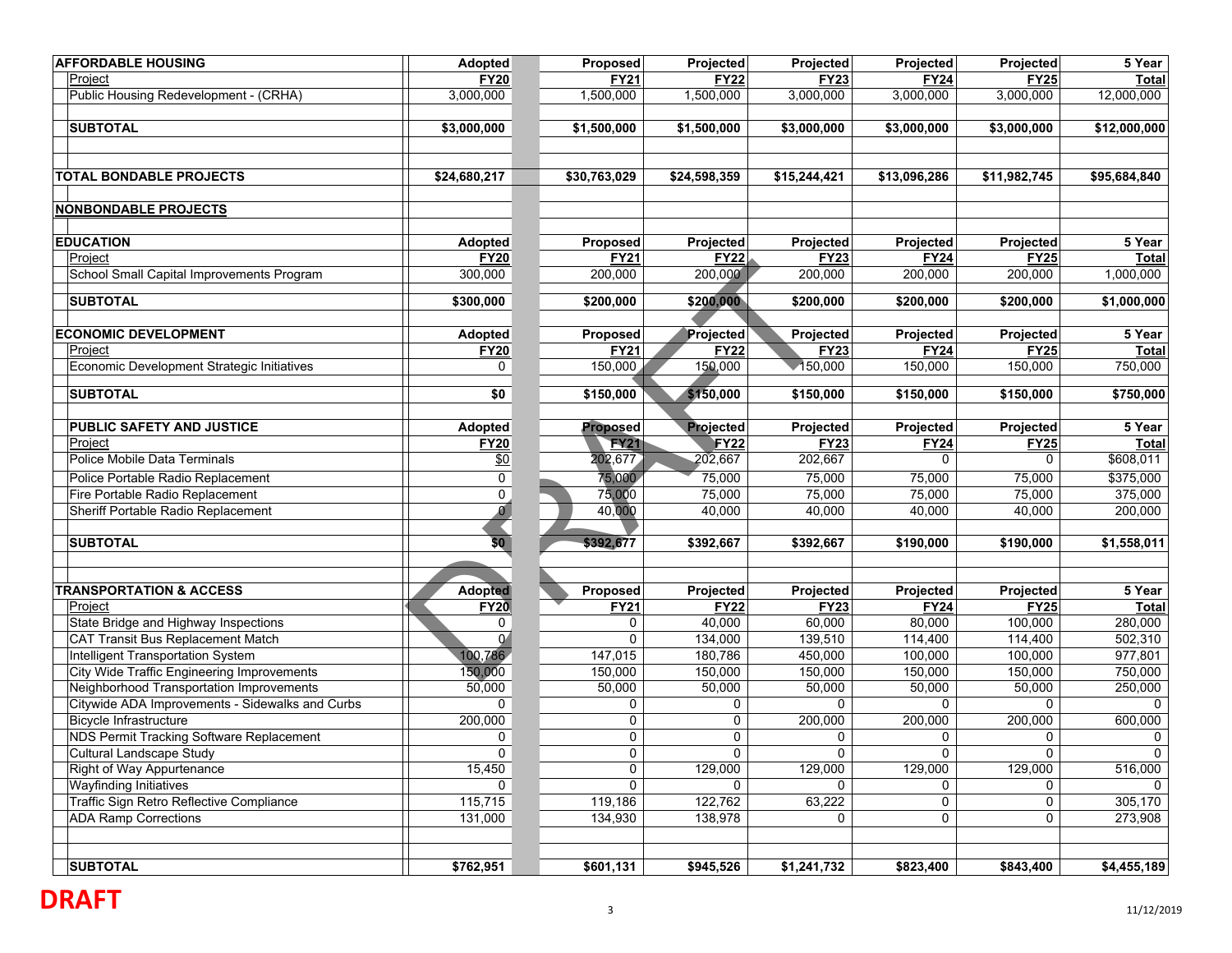| AFFORDABLE HOUSING | Adopted | Proposed | Projected | Projected | Projected | Projected | 5 Year |
|---|---|---|---|---|---|---|---|
| Project | FY20 | FY21 | FY22 | FY23 | FY24 | FY25 | Total |
| Public Housing Redevelopment - (CRHA) | 3,000,000 | 1,500,000 | 1,500,000 | 3,000,000 | 3,000,000 | 3,000,000 | 12,000,000 |
| | | | | | | | |
| **SUBTOTAL** | **$3,000,000** | **$1,500,000** | **$1,500,000** | **$3,000,000** | **$3,000,000** | **$3,000,000** | **$12,000,000** |
| | | | | | | | |
| **TOTAL BONDABLE PROJECTS** | **$24,680,217** | **$30,763,029** | **$24,598,359** | **$15,244,421** | **$13,096,286** | **$11,982,745** | **$95,684,840** |

**NONBONDABLE PROJECTS**

| EDUCATION | Adopted | Proposed | Projected | Projected | Projected | Projected | 5 Year |
|---|---|---|---|---|---|---|---|
| Project | FY20 | FY21 | FY22 | FY23 | FY24 | FY25 | Total |
| School Small Capital Improvements Program | 300,000 | 200,000 | 200,000 | 200,000 | 200,000 | 200,000 | 1,000,000 |
| | | | | | | | |
| **SUBTOTAL** | **$300,000** | **$200,000** | **$200,000** | **$200,000** | **$200,000** | **$200,000** | **$1,000,000** |

| ECONOMIC DEVELOPMENT | Adopted | Proposed | Projected | Projected | Projected | Projected | 5 Year |
|---|---|---|---|---|---|---|---|
| Project | FY20 | FY21 | FY22 | FY23 | FY24 | FY25 | Total |
| Economic Development Strategic Initiatives | 0 | 150,000 | 150,000 | 150,000 | 150,000 | 150,000 | 750,000 |
| | | | | | | | |
| **SUBTOTAL** | **$0** | **$150,000** | **$150,000** | **$150,000** | **$150,000** | **$150,000** | **$750,000** |

| PUBLIC SAFETY AND JUSTICE | Adopted | Proposed | Projected | Projected | Projected | Projected | 5 Year |
|---|---|---|---|---|---|---|---|
| Project | FY20 | FY21 | FY22 | FY23 | FY24 | FY25 | Total |
| Police Mobile Data Terminals | $0 | 202,677 | 202,667 | 202,667 | 0 | 0 | $608,011 |
| Police Portable Radio Replacement | 0 | 75,000 | 75,000 | 75,000 | 75,000 | 75,000 | $375,000 |
| Fire Portable Radio Replacement | 0 | 75,000 | 75,000 | 75,000 | 75,000 | 75,000 | 375,000 |
| Sheriff Portable Radio Replacement | 0 | 40,000 | 40,000 | 40,000 | 40,000 | 40,000 | 200,000 |
| | | | | | | | |
| **SUBTOTAL** | **$0** | **$392,677** | **$392,667** | **$392,667** | **$190,000** | **$190,000** | **$1,558,011** |

| TRANSPORTATION & ACCESS | Adopted | Proposed | Projected | Projected | Projected | Projected | 5 Year |
|---|---|---|---|---|---|---|---|
| Project | FY20 | FY21 | FY22 | FY23 | FY24 | FY25 | Total |
| State Bridge and Highway Inspections | 0 | 0 | 40,000 | 60,000 | 80,000 | 100,000 | 280,000 |
| CAT Transit Bus Replacement Match | 0 | 0 | 134,000 | 139,510 | 114,400 | 114,400 | 502,310 |
| Intelligent Transportation System | 100,786 | 147,015 | 180,786 | 450,000 | 100,000 | 100,000 | 977,801 |
| City Wide Traffic Engineering Improvements | 150,000 | 150,000 | 150,000 | 150,000 | 150,000 | 150,000 | 750,000 |
| Neighborhood Transportation Improvements | 50,000 | 50,000 | 50,000 | 50,000 | 50,000 | 50,000 | 250,000 |
| Citywide ADA Improvements - Sidewalks and Curbs | 0 | 0 | 0 | 0 | 0 | 0 | 0 |
| Bicycle Infrastructure | 200,000 | 0 | 0 | 200,000 | 200,000 | 200,000 | 600,000 |
| NDS Permit Tracking Software Replacement | 0 | 0 | 0 | 0 | 0 | 0 | 0 |
| Cultural Landscape Study | 0 | 0 | 0 | 0 | 0 | 0 | 0 |
| Right of Way Appurtenance | 15,450 | 0 | 129,000 | 129,000 | 129,000 | 129,000 | 516,000 |
| Wayfinding Initiatives | 0 | 0 | 0 | 0 | 0 | 0 | 0 |
| Traffic Sign Retro Reflective Compliance | 115,715 | 119,186 | 122,762 | 63,222 | 0 | 0 | 305,170 |
| ADA Ramp Corrections | 131,000 | 134,930 | 138,978 | 0 | 0 | 0 | 273,908 |
| | | | | | | | |
| **SUBTOTAL** | **$762,951** | **$601,131** | **$945,526** | **$1,241,732** | **$823,400** | **$843,400** | **$4,455,189** |

DRAFT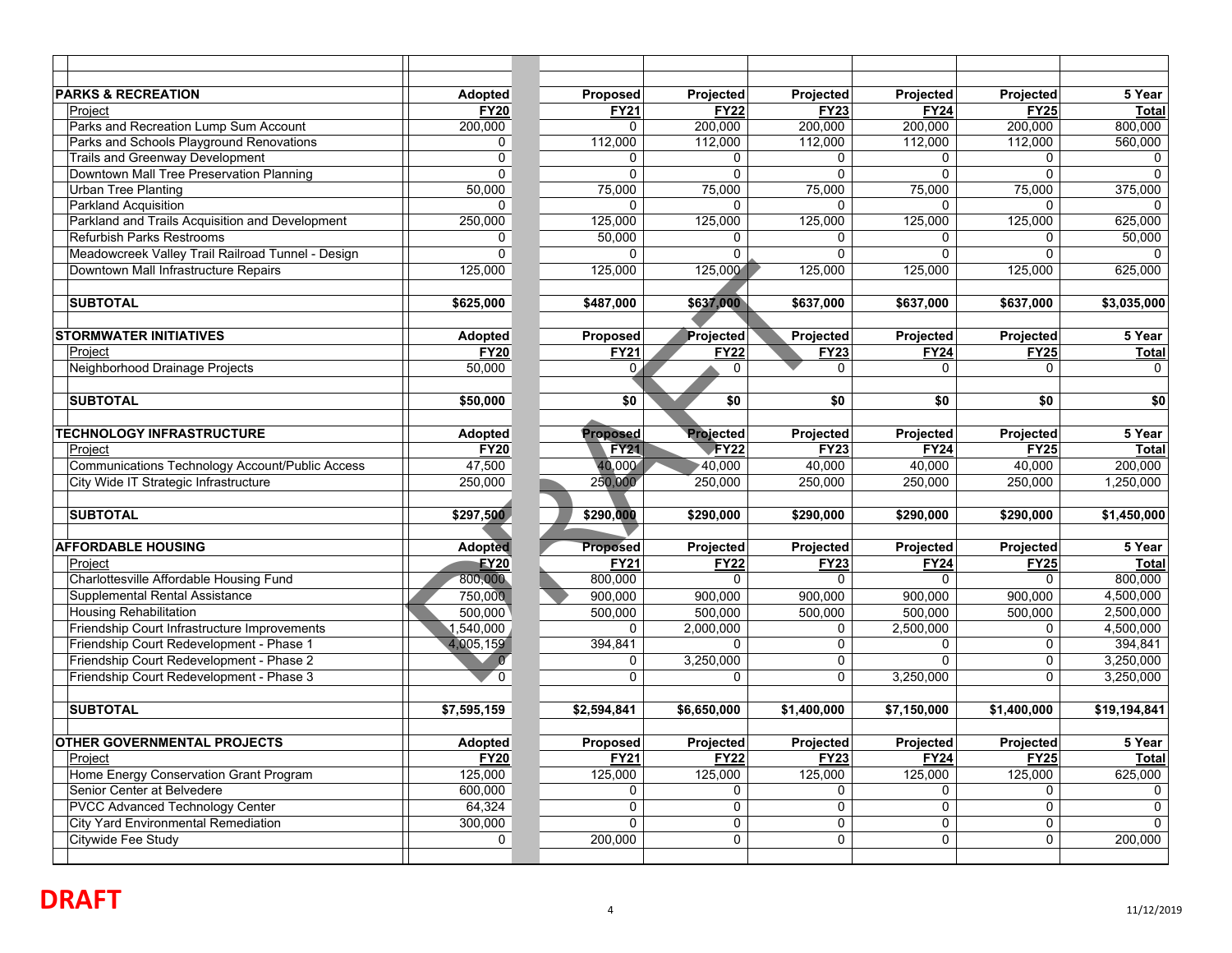| PARKS & RECREATION | Adopted | Proposed | Projected | Projected | Projected | Projected | 5 Year |
|---|---|---|---|---|---|---|---|
| Project | FY20 | FY21 | FY22 | FY23 | FY24 | FY25 | Total |
| Parks and Recreation Lump Sum Account | 200,000 | 0 | 200,000 | 200,000 | 200,000 | 200,000 | 800,000 |
| Parks and Schools Playground Renovations | 0 | 112,000 | 112,000 | 112,000 | 112,000 | 112,000 | 560,000 |
| Trails and Greenway Development | 0 | 0 | 0 | 0 | 0 | 0 | 0 |
| Downtown Mall Tree Preservation Planning | 0 | 0 | 0 | 0 | 0 | 0 | 0 |
| Urban Tree Planting | 50,000 | 75,000 | 75,000 | 75,000 | 75,000 | 75,000 | 375,000 |
| Parkland Acquisition | 0 | 0 | 0 | 0 | 0 | 0 | 0 |
| Parkland and Trails Acquisition and Development | 250,000 | 125,000 | 125,000 | 125,000 | 125,000 | 125,000 | 625,000 |
| Refurbish Parks Restrooms | 0 | 50,000 | 0 | 0 | 0 | 0 | 50,000 |
| Meadowcreek Valley Trail Railroad Tunnel - Design | 0 | 0 | 0 | 0 | 0 | 0 | 0 |
| Downtown Mall Infrastructure Repairs | 125,000 | 125,000 | 125,000 | 125,000 | 125,000 | 125,000 | 625,000 |
| **SUBTOTAL** | **$625,000** | **$487,000** | **$637,000** | **$637,000** | **$637,000** | **$637,000** | **$3,035,000** |

| STORMWATER INITIATIVES | Adopted | Proposed | Projected | Projected | Projected | Projected | 5 Year |
|---|---|---|---|---|---|---|---|
| Project | FY20 | FY21 | FY22 | FY23 | FY24 | FY25 | Total |
| Neighborhood Drainage Projects | 50,000 | 0 | 0 | 0 | 0 | 0 | 0 |
| **SUBTOTAL** | **$50,000** | **$0** | **$0** | **$0** | **$0** | **$0** | **$0** |

| TECHNOLOGY INFRASTRUCTURE | Adopted | Proposed | Projected | Projected | Projected | Projected | 5 Year |
|---|---|---|---|---|---|---|---|
| Project | FY20 | FY21 | FY22 | FY23 | FY24 | FY25 | Total |
| Communications Technology Account/Public Access | 47,500 | 40,000 | 40,000 | 40,000 | 40,000 | 40,000 | 200,000 |
| City Wide IT Strategic Infrastructure | 250,000 | 250,000 | 250,000 | 250,000 | 250,000 | 250,000 | 1,250,000 |
| **SUBTOTAL** | **$297,500** | **$290,000** | **$290,000** | **$290,000** | **$290,000** | **$290,000** | **$1,450,000** |

| AFFORDABLE HOUSING | Adopted | Proposed | Projected | Projected | Projected | Projected | 5 Year |
|---|---|---|---|---|---|---|---|
| Project | FY20 | FY21 | FY22 | FY23 | FY24 | FY25 | Total |
| Charlottesville Affordable Housing Fund | 800,000 | 800,000 | 0 | 0 | 0 | 0 | 800,000 |
| Supplemental Rental Assistance | 750,000 | 900,000 | 900,000 | 900,000 | 900,000 | 900,000 | 4,500,000 |
| Housing Rehabilitation | 500,000 | 500,000 | 500,000 | 500,000 | 500,000 | 500,000 | 2,500,000 |
| Friendship Court Infrastructure Improvements | 1,540,000 | 0 | 2,000,000 | 0 | 2,500,000 | 0 | 4,500,000 |
| Friendship Court Redevelopment - Phase 1 | 4,005,159 | 394,841 | 0 | 0 | 0 | 0 | 394,841 |
| Friendship Court Redevelopment - Phase 2 | 0 | 0 | 3,250,000 | 0 | 0 | 0 | 3,250,000 |
| Friendship Court Redevelopment - Phase 3 | 0 | 0 | 0 | 0 | 3,250,000 | 0 | 3,250,000 |
| **SUBTOTAL** | **$7,595,159** | **$2,594,841** | **$6,650,000** | **$1,400,000** | **$7,150,000** | **$1,400,000** | **$19,194,841** |

| OTHER GOVERNMENTAL PROJECTS | Adopted | Proposed | Projected | Projected | Projected | Projected | 5 Year |
|---|---|---|---|---|---|---|---|
| Project | FY20 | FY21 | FY22 | FY23 | FY24 | FY25 | Total |
| Home Energy Conservation Grant Program | 125,000 | 125,000 | 125,000 | 125,000 | 125,000 | 125,000 | 625,000 |
| Senior Center at Belvedere | 600,000 | 0 | 0 | 0 | 0 | 0 | 0 |
| PVCC Advanced Technology Center | 64,324 | 0 | 0 | 0 | 0 | 0 | 0 |
| City Yard Environmental Remediation | 300,000 | 0 | 0 | 0 | 0 | 0 | 0 |
| Citywide Fee Study | 0 | 200,000 | 0 | 0 | 0 | 0 | 200,000 |

**DRAFT**

11/12/2019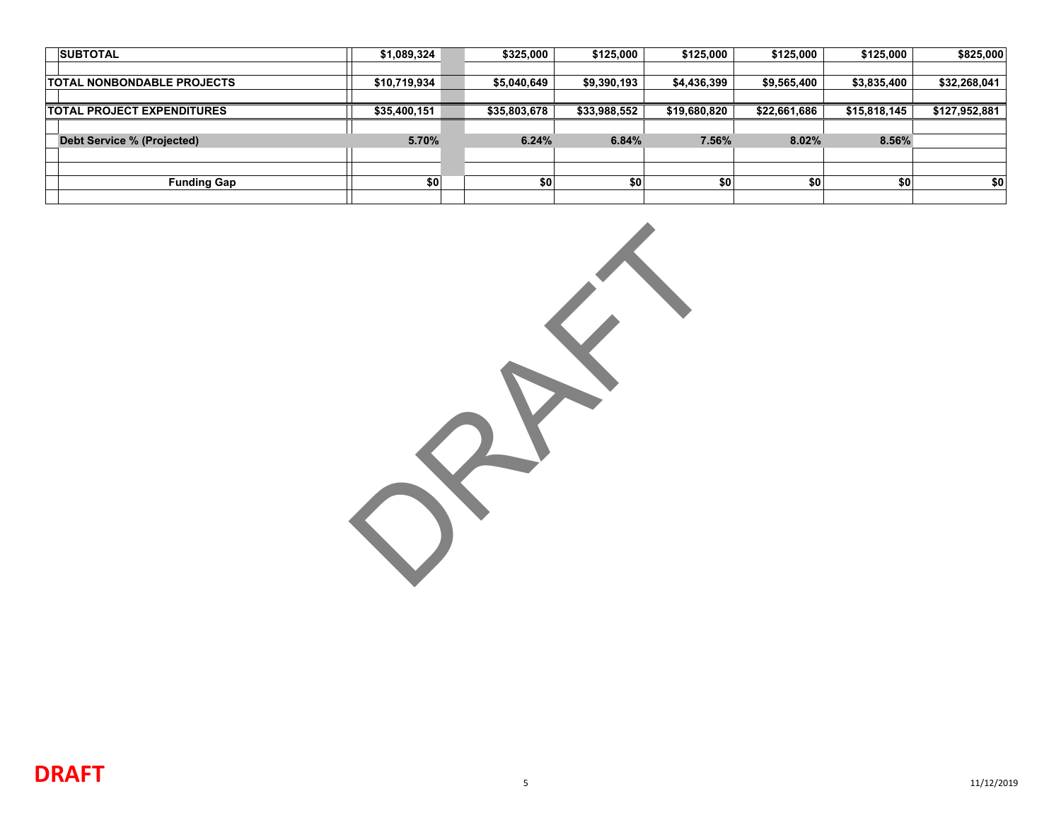| | | | | | | | | |
|---|---|---|---|---|---|---|---|---|
| **SUBTOTAL** | **$1,089,324** | | **$325,000** | **$125,000** | **$125,000** | **$125,000** | **$125,000** | **$825,000** |
| | | | | | | | | |
| **TOTAL NONBONDABLE PROJECTS** | **$10,719,934** | | **$5,040,649** | **$9,390,193** | **$4,436,399** | **$9,565,400** | **$3,835,400** | **$32,268,041** |
| | | | | | | | | |
| **TOTAL PROJECT EXPENDITURES** | **$35,400,151** | | **$35,803,678** | **$33,988,552** | **$19,680,820** | **$22,661,686** | **$15,818,145** | **$127,952,881** |
| | | | | | | | | |
| **Debt Service % (Projected)** | **5.70%** | | **6.24%** | **6.84%** | **7.56%** | **8.02%** | **8.56%** | |
| | | | | | | | | |
| | | | | | | | | |
| **Funding Gap** | **$0** | | **$0** | **$0** | **$0** | **$0** | **$0** | **$0** |
| | | | | | | | | |

DRAFT

**DRAFT**

11/12/2019